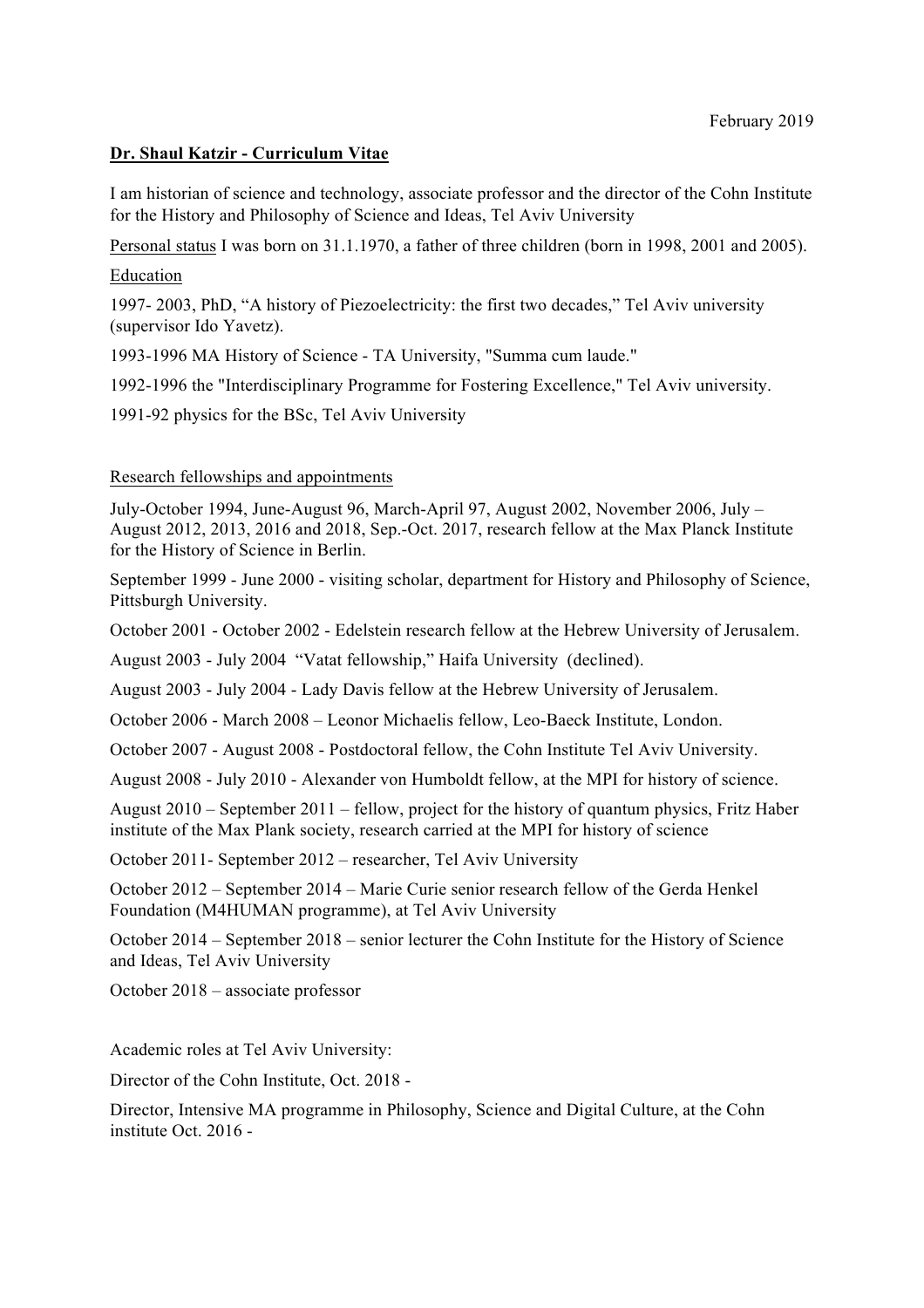February 2019

**Dr. Shaul Katzir - Curriculum Vitae**

I am historian of science and technology, associate professor and the director of the Cohn Institute for the History and Philosophy of Science and Ideas, Tel Aviv University

Personal status I was born on 31.1.1970, a father of three children (born in 1998, 2001 and 2005).

Education

1997- 2003, PhD, "A history of Piezoelectricity: the first two decades," Tel Aviv university (supervisor Ido Yavetz).

1993-1996 MA History of Science - TA University, "Summa cum laude."

1992-1996 the "Interdisciplinary Programme for Fostering Excellence," Tel Aviv university.

1991-92 physics for the BSc, Tel Aviv University

Research fellowships and appointments

July-October 1994, June-August 96, March-April 97, August 2002, November 2006, July – August 2012, 2013, 2016 and 2018, Sep.-Oct. 2017, research fellow at the Max Planck Institute for the History of Science in Berlin.

September 1999 - June 2000 - visiting scholar, department for History and Philosophy of Science, Pittsburgh University.

October 2001 - October 2002 - Edelstein research fellow at the Hebrew University of Jerusalem.

August 2003 - July 2004 "Vatat fellowship," Haifa University (declined).

August 2003 - July 2004 - Lady Davis fellow at the Hebrew University of Jerusalem.

October 2006 - March 2008 – Leonor Michaelis fellow, Leo-Baeck Institute, London.

October 2007 - August 2008 - Postdoctoral fellow, the Cohn Institute Tel Aviv University.

August 2008 - July 2010 - Alexander von Humboldt fellow, at the MPI for history of science.

August 2010 – September 2011 – fellow, project for the history of quantum physics, Fritz Haber institute of the Max Plank society, research carried at the MPI for history of science

October 2011- September 2012 – researcher, Tel Aviv University

October 2012 – September 2014 – Marie Curie senior research fellow of the Gerda Henkel Foundation (M4HUMAN programme), at Tel Aviv University

October 2014 – September 2018 – senior lecturer the Cohn Institute for the History of Science and Ideas, Tel Aviv University

October 2018 – associate professor

Academic roles at Tel Aviv University:

Director of the Cohn Institute, Oct. 2018 -

Director, Intensive MA programme in Philosophy, Science and Digital Culture, at the Cohn institute Oct. 2016 -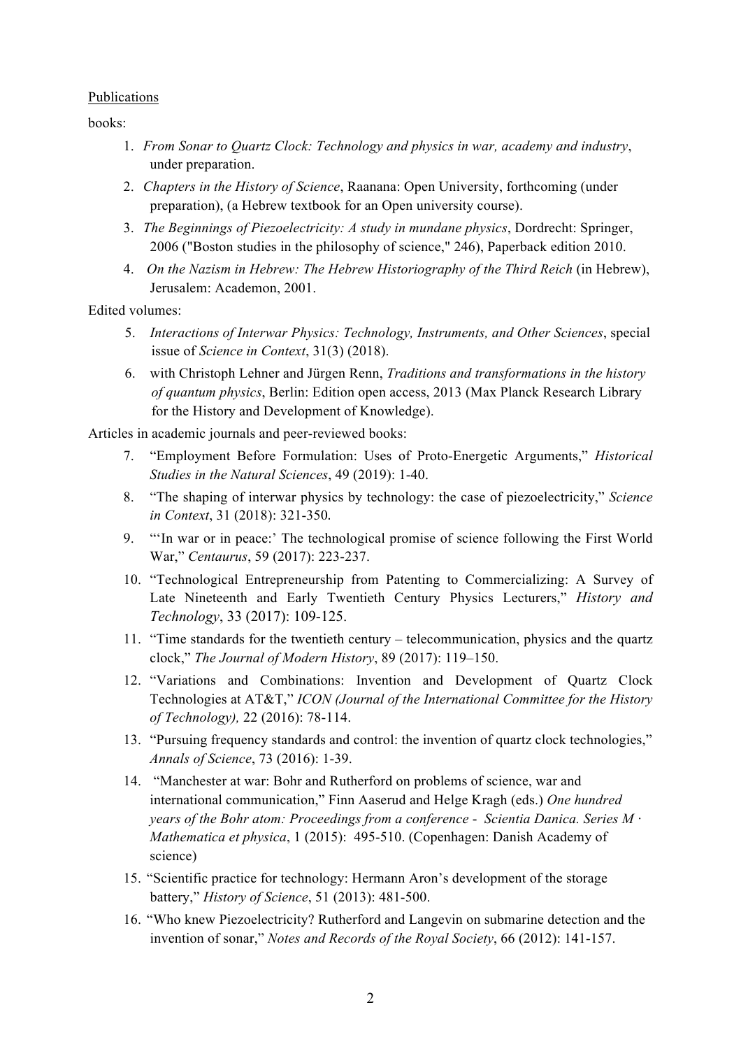Publications

books:

1. *From Sonar to Quartz Clock: Technology and physics in war, academy and industry*, under preparation.
2. *Chapters in the History of Science*, Raanana: Open University, forthcoming (under preparation), (a Hebrew textbook for an Open university course).
3. *The Beginnings of Piezoelectricity: A study in mundane physics*, Dordrecht: Springer, 2006 ("Boston studies in the philosophy of science," 246), Paperback edition 2010.
4. *On the Nazism in Hebrew: The Hebrew Historiography of the Third Reich* (in Hebrew), Jerusalem: Academon, 2001.

Edited volumes:

5. *Interactions of Interwar Physics: Technology, Instruments, and Other Sciences*, special issue of *Science in Context*, 31(3) (2018).
6. with Christoph Lehner and Jürgen Renn, *Traditions and transformations in the history of quantum physics*, Berlin: Edition open access, 2013 (Max Planck Research Library for the History and Development of Knowledge).

Articles in academic journals and peer-reviewed books:

7. "Employment Before Formulation: Uses of Proto-Energetic Arguments," *Historical Studies in the Natural Sciences*, 49 (2019): 1-40.
8. "The shaping of interwar physics by technology: the case of piezoelectricity," *Science in Context*, 31 (2018): 321-350.
9. "'In war or in peace:' The technological promise of science following the First World War," *Centaurus*, 59 (2017): 223-237.
10. "Technological Entrepreneurship from Patenting to Commercializing: A Survey of Late Nineteenth and Early Twentieth Century Physics Lecturers," *History and Technology*, 33 (2017): 109-125.
11. "Time standards for the twentieth century – telecommunication, physics and the quartz clock," *The Journal of Modern History*, 89 (2017): 119–150.
12. "Variations and Combinations: Invention and Development of Quartz Clock Technologies at AT&T," *ICON (Journal of the International Committee for the History of Technology),* 22 (2016): 78-114.
13. "Pursuing frequency standards and control: the invention of quartz clock technologies," *Annals of Science*, 73 (2016): 1-39.
14. "Manchester at war: Bohr and Rutherford on problems of science, war and international communication," Finn Aaserud and Helge Kragh (eds.) *One hundred years of the Bohr atom: Proceedings from a conference - Scientia Danica. Series M · Mathematica et physica*, 1 (2015): 495-510. (Copenhagen: Danish Academy of science)
15. "Scientific practice for technology: Hermann Aron's development of the storage battery," *History of Science*, 51 (2013): 481-500.
16. "Who knew Piezoelectricity? Rutherford and Langevin on submarine detection and the invention of sonar," *Notes and Records of the Royal Society*, 66 (2012): 141-157.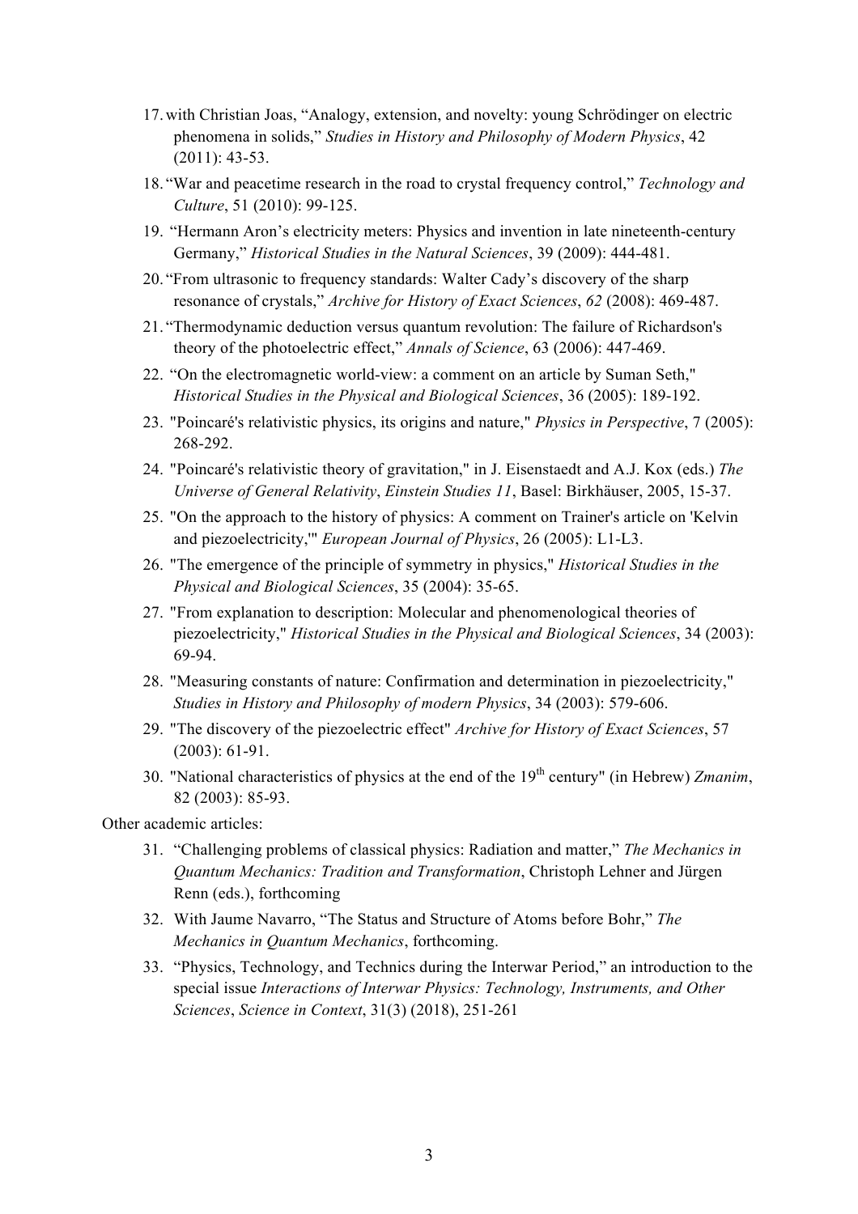17. with Christian Joas, "Analogy, extension, and novelty: young Schrödinger on electric phenomena in solids," *Studies in History and Philosophy of Modern Physics*, 42 (2011): 43-53.
18. "War and peacetime research in the road to crystal frequency control," *Technology and Culture*, 51 (2010): 99-125.
19. "Hermann Aron's electricity meters: Physics and invention in late nineteenth-century Germany," *Historical Studies in the Natural Sciences*, 39 (2009): 444-481.
20. "From ultrasonic to frequency standards: Walter Cady's discovery of the sharp resonance of crystals," *Archive for History of Exact Sciences*, *62* (2008): 469-487.
21. "Thermodynamic deduction versus quantum revolution: The failure of Richardson's theory of the photoelectric effect," *Annals of Science*, 63 (2006): 447-469.
22. "On the electromagnetic world-view: a comment on an article by Suman Seth," *Historical Studies in the Physical and Biological Sciences*, 36 (2005): 189-192.
23. "Poincaré's relativistic physics, its origins and nature," *Physics in Perspective*, 7 (2005): 268-292.
24. "Poincaré's relativistic theory of gravitation," in J. Eisenstaedt and A.J. Kox (eds.) *The Universe of General Relativity*, *Einstein Studies 11*, Basel: Birkhäuser, 2005, 15-37.
25. "On the approach to the history of physics: A comment on Trainer's article on 'Kelvin and piezoelectricity,'" *European Journal of Physics*, 26 (2005): L1-L3.
26. "The emergence of the principle of symmetry in physics," *Historical Studies in the Physical and Biological Sciences*, 35 (2004): 35-65.
27. "From explanation to description: Molecular and phenomenological theories of piezoelectricity," *Historical Studies in the Physical and Biological Sciences*, 34 (2003): 69-94.
28. "Measuring constants of nature: Confirmation and determination in piezoelectricity," *Studies in History and Philosophy of modern Physics*, 34 (2003): 579-606.
29. "The discovery of the piezoelectric effect" *Archive for History of Exact Sciences*, 57 (2003): 61-91.
30. "National characteristics of physics at the end of the 19th century" (in Hebrew) *Zmanim*, 82 (2003): 85-93.

Other academic articles:

31. "Challenging problems of classical physics: Radiation and matter," *The Mechanics in Quantum Mechanics: Tradition and Transformation*, Christoph Lehner and Jürgen Renn (eds.), forthcoming
32. With Jaume Navarro, "The Status and Structure of Atoms before Bohr," *The Mechanics in Quantum Mechanics*, forthcoming.
33. "Physics, Technology, and Technics during the Interwar Period," an introduction to the special issue *Interactions of Interwar Physics: Technology, Instruments, and Other Sciences*, *Science in Context*, 31(3) (2018), 251-261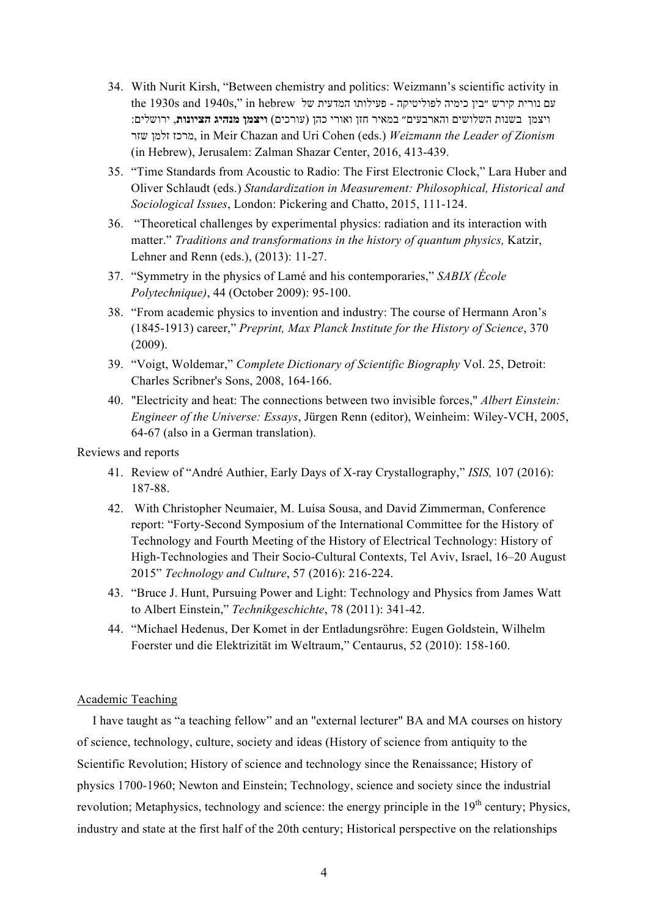34. With Nurit Kirsh, "Between chemistry and politics: Weizmann's scientific activity in the 1930s and 1940s," in hebrew עם נורית קירש "בין כימיה לפוליטיקה - פעילותו המדעית של ויצמן בשנות השלושים והארבעים" במאיר חזן ואורי כהן (עורכים) **ויצמן מנהיג הציונות**, ירושלים: מרכז זלמן שזר, in Meir Chazan and Uri Cohen (eds.) *Weizmann the Leader of Zionism* (in Hebrew), Jerusalem: Zalman Shazar Center, 2016, 413-439.
35. "Time Standards from Acoustic to Radio: The First Electronic Clock," Lara Huber and Oliver Schlaudt (eds.) *Standardization in Measurement: Philosophical, Historical and Sociological Issues*, London: Pickering and Chatto, 2015, 111-124.
36. "Theoretical challenges by experimental physics: radiation and its interaction with matter." *Traditions and transformations in the history of quantum physics,* Katzir, Lehner and Renn (eds.), (2013): 11-27.
37. "Symmetry in the physics of Lamé and his contemporaries," *SABIX (École Polytechnique)*, 44 (October 2009): 95-100.
38. "From academic physics to invention and industry: The course of Hermann Aron's (1845-1913) career," *Preprint, Max Planck Institute for the History of Science*, 370 (2009).
39. "Voigt, Woldemar," *Complete Dictionary of Scientific Biography* Vol. 25, Detroit: Charles Scribner's Sons, 2008, 164-166.
40. "Electricity and heat: The connections between two invisible forces," *Albert Einstein: Engineer of the Universe: Essays*, Jürgen Renn (editor), Weinheim: Wiley-VCH, 2005, 64-67 (also in a German translation).

Reviews and reports

41. Review of "André Authier, Early Days of X-ray Crystallography," *ISIS,* 107 (2016): 187-88.
42. With Christopher Neumaier, M. Luísa Sousa, and David Zimmerman, Conference report: "Forty-Second Symposium of the International Committee for the History of Technology and Fourth Meeting of the History of Electrical Technology: History of High-Technologies and Their Socio-Cultural Contexts, Tel Aviv, Israel, 16–20 August 2015" *Technology and Culture*, 57 (2016): 216-224.
43. "Bruce J. Hunt, Pursuing Power and Light: Technology and Physics from James Watt to Albert Einstein," *Technikgeschichte*, 78 (2011): 341-42.
44. "Michael Hedenus, Der Komet in der Entladungsröhre: Eugen Goldstein, Wilhelm Foerster und die Elektrizität im Weltraum," Centaurus, 52 (2010): 158-160.

## Academic Teaching

I have taught as "a teaching fellow" and an "external lecturer" BA and MA courses on history of science, technology, culture, society and ideas (History of science from antiquity to the Scientific Revolution; History of science and technology since the Renaissance; History of physics 1700-1960; Newton and Einstein; Technology, science and society since the industrial revolution; Metaphysics, technology and science: the energy principle in the 19th century; Physics, industry and state at the first half of the 20th century; Historical perspective on the relationships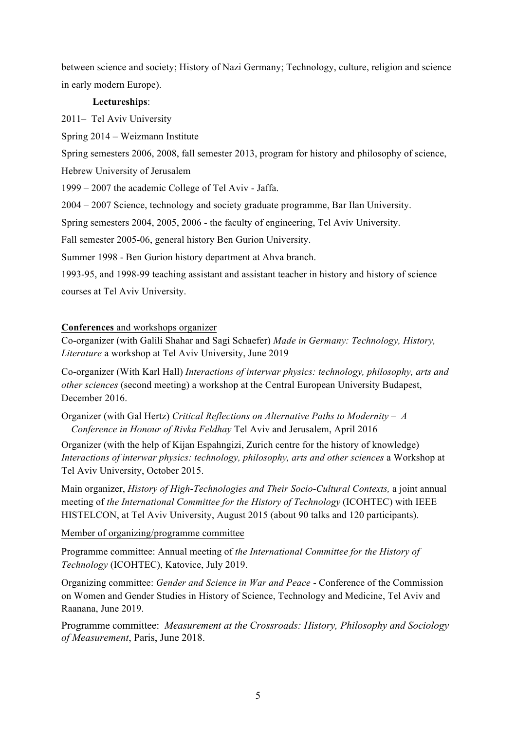between science and society; History of Nazi Germany; Technology, culture, religion and science in early modern Europe).

**Lectureships**:

2011– Tel Aviv University

Spring 2014 – Weizmann Institute

Spring semesters 2006, 2008, fall semester 2013, program for history and philosophy of science, Hebrew University of Jerusalem

1999 – 2007 the academic College of Tel Aviv - Jaffa.

2004 – 2007 Science, technology and society graduate programme, Bar Ilan University.

Spring semesters 2004, 2005, 2006 - the faculty of engineering, Tel Aviv University.

Fall semester 2005-06, general history Ben Gurion University.

Summer 1998 - Ben Gurion history department at Ahva branch.

1993-95, and 1998-99 teaching assistant and assistant teacher in history and history of science courses at Tel Aviv University.

**Conferences** and workshops organizer

Co-organizer (with Galili Shahar and Sagi Schaefer) *Made in Germany: Technology, History, Literature* a workshop at Tel Aviv University, June 2019

Co-organizer (With Karl Hall) *Interactions of interwar physics: technology, philosophy, arts and other sciences* (second meeting) a workshop at the Central European University Budapest, December 2016.

Organizer (with Gal Hertz) *Critical Reflections on Alternative Paths to Modernity – A Conference in Honour of Rivka Feldhay* Tel Aviv and Jerusalem, April 2016

Organizer (with the help of Kijan Espahngizi, Zurich centre for the history of knowledge) *Interactions of interwar physics: technology, philosophy, arts and other sciences* a Workshop at Tel Aviv University, October 2015.

Main organizer, *History of High-Technologies and Their Socio-Cultural Contexts,* a joint annual meeting of *the International Committee for the History of Technology* (ICOHTEC) with IEEE HISTELCON, at Tel Aviv University, August 2015 (about 90 talks and 120 participants).

Member of organizing/programme committee

Programme committee: Annual meeting of *the International Committee for the History of Technology* (ICOHTEC), Katovice, July 2019.

Organizing committee: *Gender and Science in War and Peace* - Conference of the Commission on Women and Gender Studies in History of Science, Technology and Medicine, Tel Aviv and Raanana, June 2019.

Programme committee: *Measurement at the Crossroads: History, Philosophy and Sociology of Measurement*, Paris, June 2018.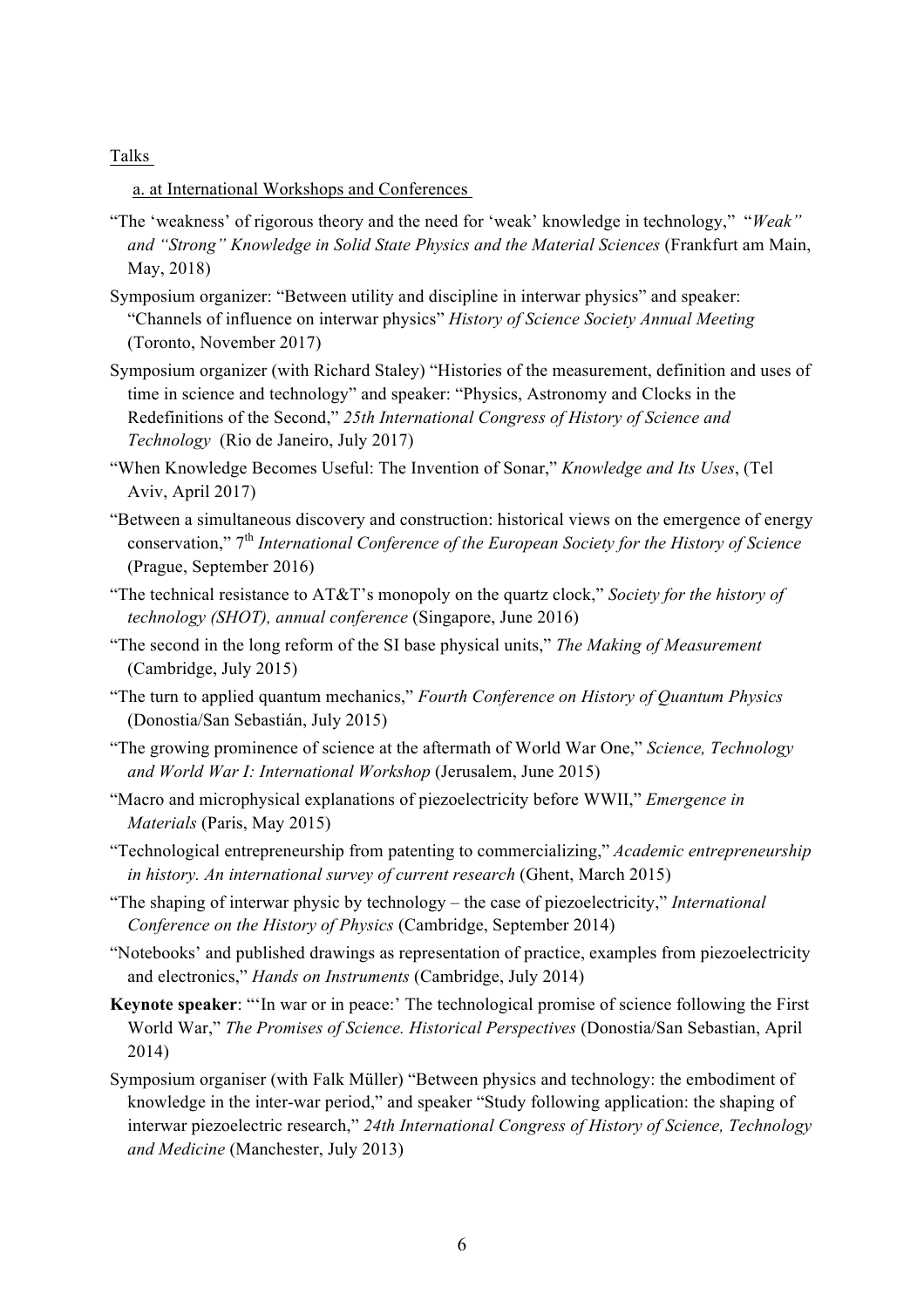Talks

a. at International Workshops and Conferences

"The 'weakness' of rigorous theory and the need for 'weak' knowledge in technology," "*Weak" and "Strong" Knowledge in Solid State Physics and the Material Sciences* (Frankfurt am Main, May, 2018)

Symposium organizer: "Between utility and discipline in interwar physics" and speaker: "Channels of influence on interwar physics" *History of Science Society Annual Meeting* (Toronto, November 2017)

Symposium organizer (with Richard Staley) "Histories of the measurement, definition and uses of time in science and technology" and speaker: "Physics, Astronomy and Clocks in the Redefinitions of the Second," *25th International Congress of History of Science and Technology* (Rio de Janeiro, July 2017)

"When Knowledge Becomes Useful: The Invention of Sonar," *Knowledge and Its Uses*, (Tel Aviv, April 2017)

"Between a simultaneous discovery and construction: historical views on the emergence of energy conservation," *7th International Conference of the European Society for the History of Science* (Prague, September 2016)

"The technical resistance to AT&T's monopoly on the quartz clock," *Society for the history of technology (SHOT), annual conference* (Singapore, June 2016)

"The second in the long reform of the SI base physical units," *The Making of Measurement* (Cambridge, July 2015)

"The turn to applied quantum mechanics," *Fourth Conference on History of Quantum Physics* (Donostia/San Sebastián, July 2015)

"The growing prominence of science at the aftermath of World War One," *Science, Technology and World War I: International Workshop* (Jerusalem, June 2015)

"Macro and microphysical explanations of piezoelectricity before WWII," *Emergence in Materials* (Paris, May 2015)

"Technological entrepreneurship from patenting to commercializing," *Academic entrepreneurship in history. An international survey of current research* (Ghent, March 2015)

"The shaping of interwar physic by technology – the case of piezoelectricity," *International Conference on the History of Physics* (Cambridge, September 2014)

"Notebooks' and published drawings as representation of practice, examples from piezoelectricity and electronics," *Hands on Instruments* (Cambridge, July 2014)

**Keynote speaker**: "'In war or in peace:' The technological promise of science following the First World War," *The Promises of Science. Historical Perspectives* (Donostia/San Sebastian, April 2014)

Symposium organiser (with Falk Müller) "Between physics and technology: the embodiment of knowledge in the inter-war period," and speaker "Study following application: the shaping of interwar piezoelectric research," *24th International Congress of History of Science, Technology and Medicine* (Manchester, July 2013)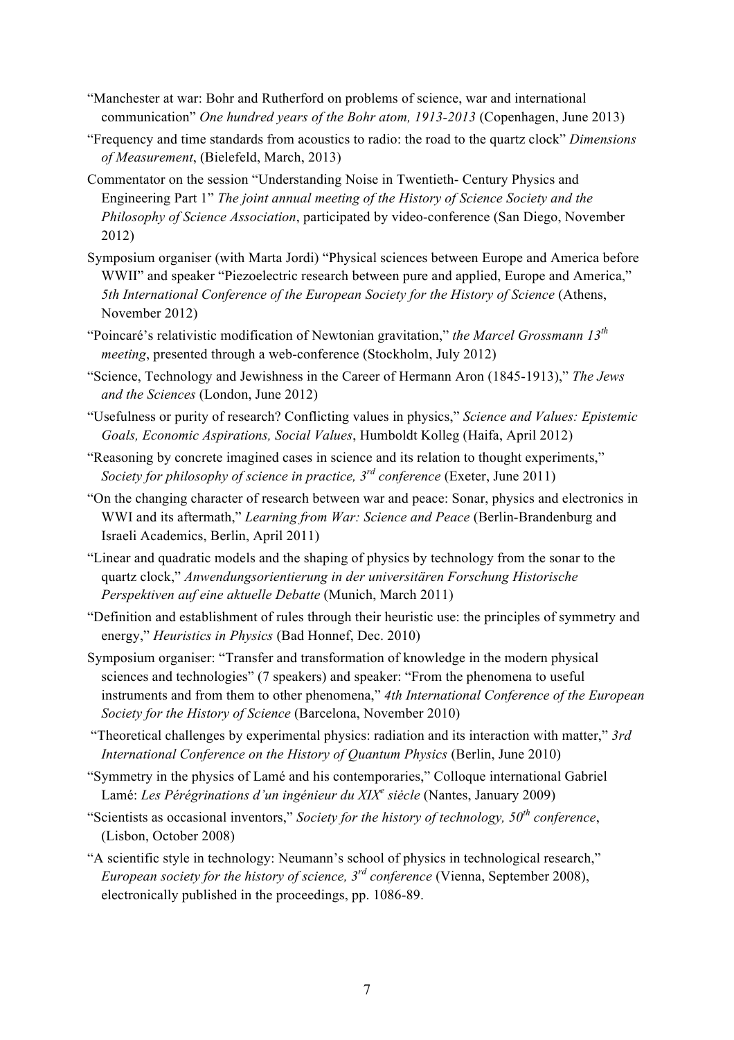"Manchester at war: Bohr and Rutherford on problems of science, war and international communication" *One hundred years of the Bohr atom, 1913-2013* (Copenhagen, June 2013)

"Frequency and time standards from acoustics to radio: the road to the quartz clock" *Dimensions of Measurement*, (Bielefeld, March, 2013)

Commentator on the session "Understanding Noise in Twentieth- Century Physics and Engineering Part 1" *The joint annual meeting of the History of Science Society and the Philosophy of Science Association*, participated by video-conference (San Diego, November 2012)

Symposium organiser (with Marta Jordi) "Physical sciences between Europe and America before WWII" and speaker "Piezoelectric research between pure and applied, Europe and America," *5th International Conference of the European Society for the History of Science* (Athens, November 2012)

"Poincaré's relativistic modification of Newtonian gravitation," *the Marcel Grossmann 13th meeting*, presented through a web-conference (Stockholm, July 2012)

"Science, Technology and Jewishness in the Career of Hermann Aron (1845-1913)," *The Jews and the Sciences* (London, June 2012)

"Usefulness or purity of research? Conflicting values in physics," *Science and Values: Epistemic Goals, Economic Aspirations, Social Values*, Humboldt Kolleg (Haifa, April 2012)

"Reasoning by concrete imagined cases in science and its relation to thought experiments," *Society for philosophy of science in practice, 3rd conference* (Exeter, June 2011)

"On the changing character of research between war and peace: Sonar, physics and electronics in WWI and its aftermath," *Learning from War: Science and Peace* (Berlin-Brandenburg and Israeli Academics, Berlin, April 2011)

"Linear and quadratic models and the shaping of physics by technology from the sonar to the quartz clock," *Anwendungsorientierung in der universitären Forschung Historische Perspektiven auf eine aktuelle Debatte* (Munich, March 2011)

"Definition and establishment of rules through their heuristic use: the principles of symmetry and energy," *Heuristics in Physics* (Bad Honnef, Dec. 2010)

Symposium organiser: "Transfer and transformation of knowledge in the modern physical sciences and technologies" (7 speakers) and speaker: "From the phenomena to useful instruments and from them to other phenomena," *4th International Conference of the European Society for the History of Science* (Barcelona, November 2010)

"Theoretical challenges by experimental physics: radiation and its interaction with matter," *3rd International Conference on the History of Quantum Physics* (Berlin, June 2010)

"Symmetry in the physics of Lamé and his contemporaries," Colloque international Gabriel Lamé: *Les Pérégrinations d'un ingénieur du XIXe siècle* (Nantes, January 2009)

"Scientists as occasional inventors," *Society for the history of technology, 50th conference*, (Lisbon, October 2008)

"A scientific style in technology: Neumann's school of physics in technological research," *European society for the history of science, 3rd conference* (Vienna, September 2008), electronically published in the proceedings, pp. 1086-89.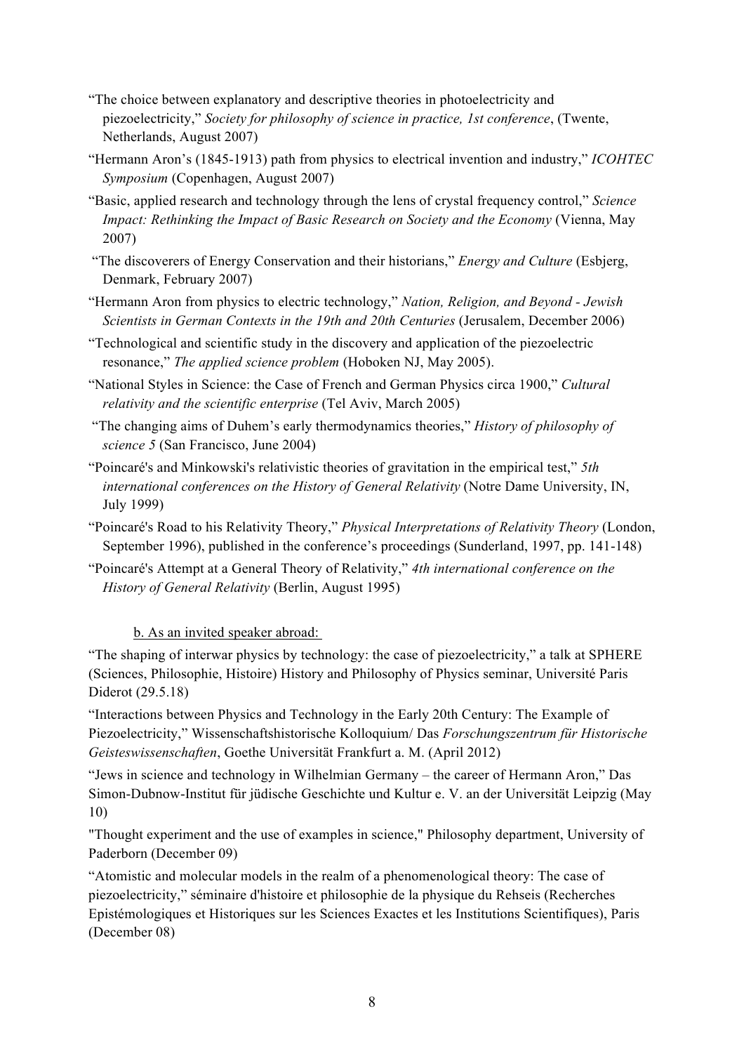"The choice between explanatory and descriptive theories in photoelectricity and piezoelectricity," *Society for philosophy of science in practice, 1st conference*, (Twente, Netherlands, August 2007)

"Hermann Aron's (1845-1913) path from physics to electrical invention and industry," *ICOHTEC Symposium* (Copenhagen, August 2007)

"Basic, applied research and technology through the lens of crystal frequency control," *Science Impact: Rethinking the Impact of Basic Research on Society and the Economy* (Vienna, May 2007)

"The discoverers of Energy Conservation and their historians," *Energy and Culture* (Esbjerg, Denmark, February 2007)

"Hermann Aron from physics to electric technology," *Nation, Religion, and Beyond - Jewish Scientists in German Contexts in the 19th and 20th Centuries* (Jerusalem, December 2006)

"Technological and scientific study in the discovery and application of the piezoelectric resonance," *The applied science problem* (Hoboken NJ, May 2005).

"National Styles in Science: the Case of French and German Physics circa 1900," *Cultural relativity and the scientific enterprise* (Tel Aviv, March 2005)

"The changing aims of Duhem's early thermodynamics theories," *History of philosophy of science 5* (San Francisco, June 2004)

"Poincaré's and Minkowski's relativistic theories of gravitation in the empirical test," *5th international conferences on the History of General Relativity* (Notre Dame University, IN, July 1999)

"Poincaré's Road to his Relativity Theory," *Physical Interpretations of Relativity Theory* (London, September 1996), published in the conference's proceedings (Sunderland, 1997, pp. 141-148)

"Poincaré's Attempt at a General Theory of Relativity," *4th international conference on the History of General Relativity* (Berlin, August 1995)

b. As an invited speaker abroad:

"The shaping of interwar physics by technology: the case of piezoelectricity," a talk at SPHERE (Sciences, Philosophie, Histoire) History and Philosophy of Physics seminar, Université Paris Diderot (29.5.18)

"Interactions between Physics and Technology in the Early 20th Century: The Example of Piezoelectricity," Wissenschaftshistorische Kolloquium/ Das *Forschungszentrum für Historische Geisteswissenschaften*, Goethe Universität Frankfurt a. M. (April 2012)

"Jews in science and technology in Wilhelmian Germany – the career of Hermann Aron," Das Simon-Dubnow-Institut für jüdische Geschichte und Kultur e. V. an der Universität Leipzig (May 10)

"Thought experiment and the use of examples in science," Philosophy department, University of Paderborn (December 09)

"Atomistic and molecular models in the realm of a phenomenological theory: The case of piezoelectricity," séminaire d'histoire et philosophie de la physique du Rehseis (Recherches Epistémologiques et Historiques sur les Sciences Exactes et les Institutions Scientifiques), Paris (December 08)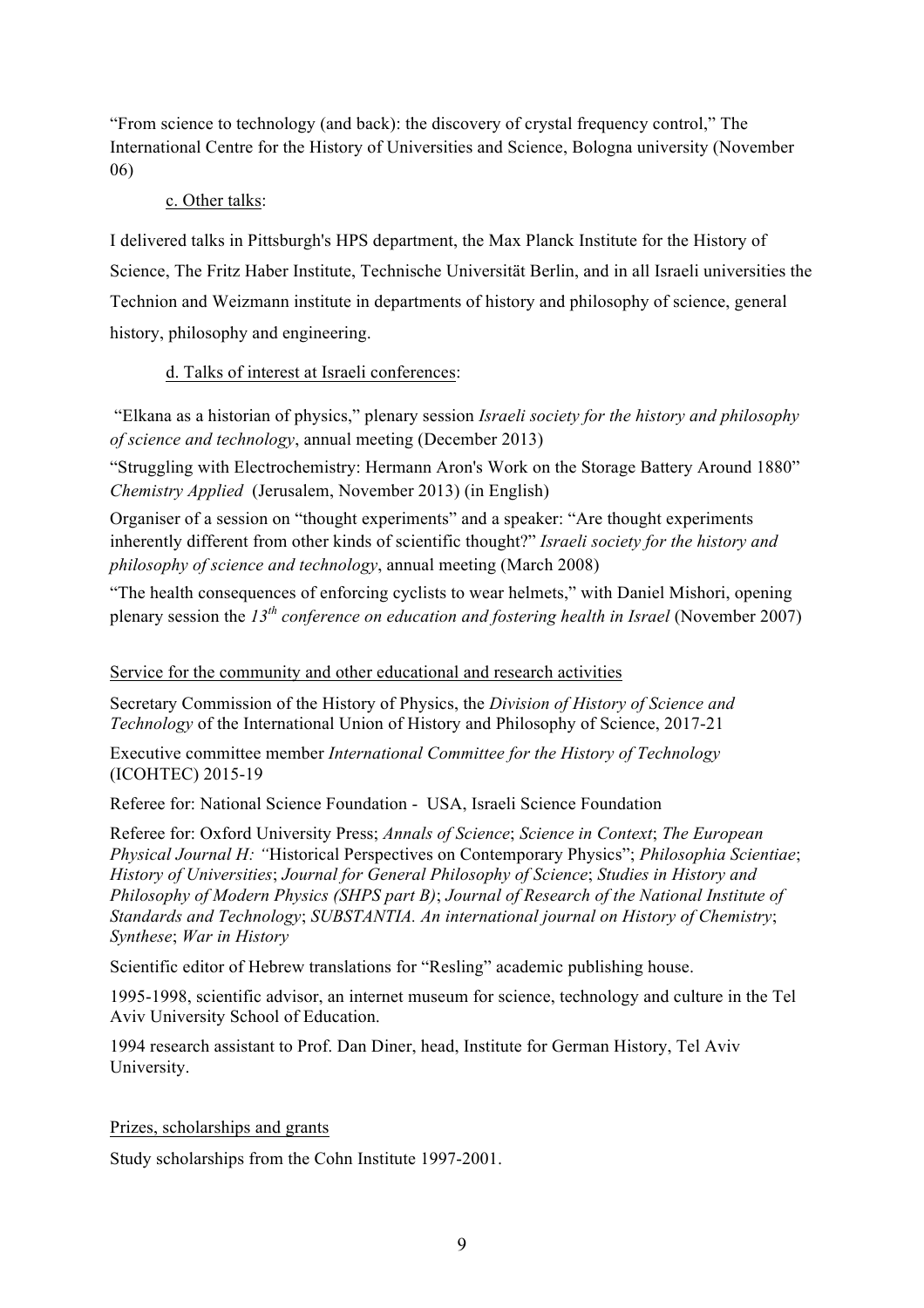"From science to technology (and back): the discovery of crystal frequency control," The International Centre for the History of Universities and Science, Bologna university (November 06)

c. Other talks:

I delivered talks in Pittsburgh's HPS department, the Max Planck Institute for the History of Science, The Fritz Haber Institute, Technische Universität Berlin, and in all Israeli universities the Technion and Weizmann institute in departments of history and philosophy of science, general history, philosophy and engineering.

d. Talks of interest at Israeli conferences:

"Elkana as a historian of physics," plenary session *Israeli society for the history and philosophy of science and technology*, annual meeting (December 2013)

"Struggling with Electrochemistry: Hermann Aron's Work on the Storage Battery Around 1880" *Chemistry Applied* (Jerusalem, November 2013) (in English)

Organiser of a session on "thought experiments" and a speaker: "Are thought experiments inherently different from other kinds of scientific thought?" *Israeli society for the history and philosophy of science and technology*, annual meeting (March 2008)

"The health consequences of enforcing cyclists to wear helmets," with Daniel Mishori, opening plenary session the *13th conference on education and fostering health in Israel* (November 2007)

## Service for the community and other educational and research activities

Secretary Commission of the History of Physics, the *Division of History of Science and Technology* of the International Union of History and Philosophy of Science, 2017-21

Executive committee member *International Committee for the History of Technology* (ICOHTEC) 2015-19

Referee for: National Science Foundation - USA, Israeli Science Foundation

Referee for: Oxford University Press; *Annals of Science*; *Science in Context*; *The European Physical Journal H: "*Historical Perspectives on Contemporary Physics"; *Philosophia Scientiae*; *History of Universities*; *Journal for General Philosophy of Science*; *Studies in History and Philosophy of Modern Physics (SHPS part B)*; *Journal of Research of the National Institute of Standards and Technology*; *SUBSTANTIA. An international journal on History of Chemistry*; *Synthese*; *War in History*

Scientific editor of Hebrew translations for "Resling" academic publishing house.

1995-1998, scientific advisor, an internet museum for science, technology and culture in the Tel Aviv University School of Education.

1994 research assistant to Prof. Dan Diner, head, Institute for German History, Tel Aviv University.

## Prizes, scholarships and grants

Study scholarships from the Cohn Institute 1997-2001.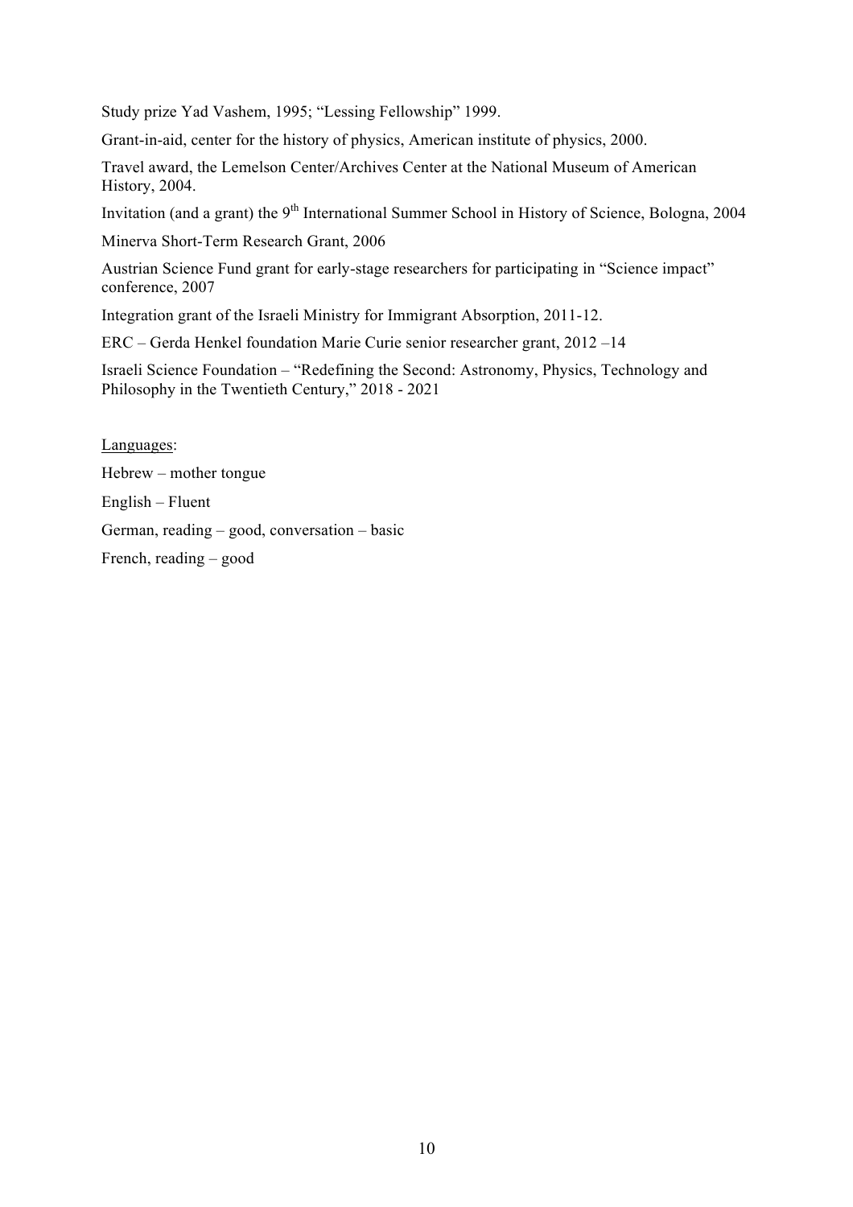Study prize Yad Vashem, 1995; "Lessing Fellowship" 1999.

Grant-in-aid, center for the history of physics, American institute of physics, 2000.

Travel award, the Lemelson Center/Archives Center at the National Museum of American History, 2004.

Invitation (and a grant) the 9th International Summer School in History of Science, Bologna, 2004

Minerva Short-Term Research Grant, 2006

Austrian Science Fund grant for early-stage researchers for participating in "Science impact" conference, 2007

Integration grant of the Israeli Ministry for Immigrant Absorption, 2011-12.

ERC – Gerda Henkel foundation Marie Curie senior researcher grant, 2012 –14

Israeli Science Foundation – "Redefining the Second: Astronomy, Physics, Technology and Philosophy in the Twentieth Century," 2018 - 2021

Languages:

Hebrew – mother tongue

English – Fluent

German, reading – good, conversation – basic

French, reading – good